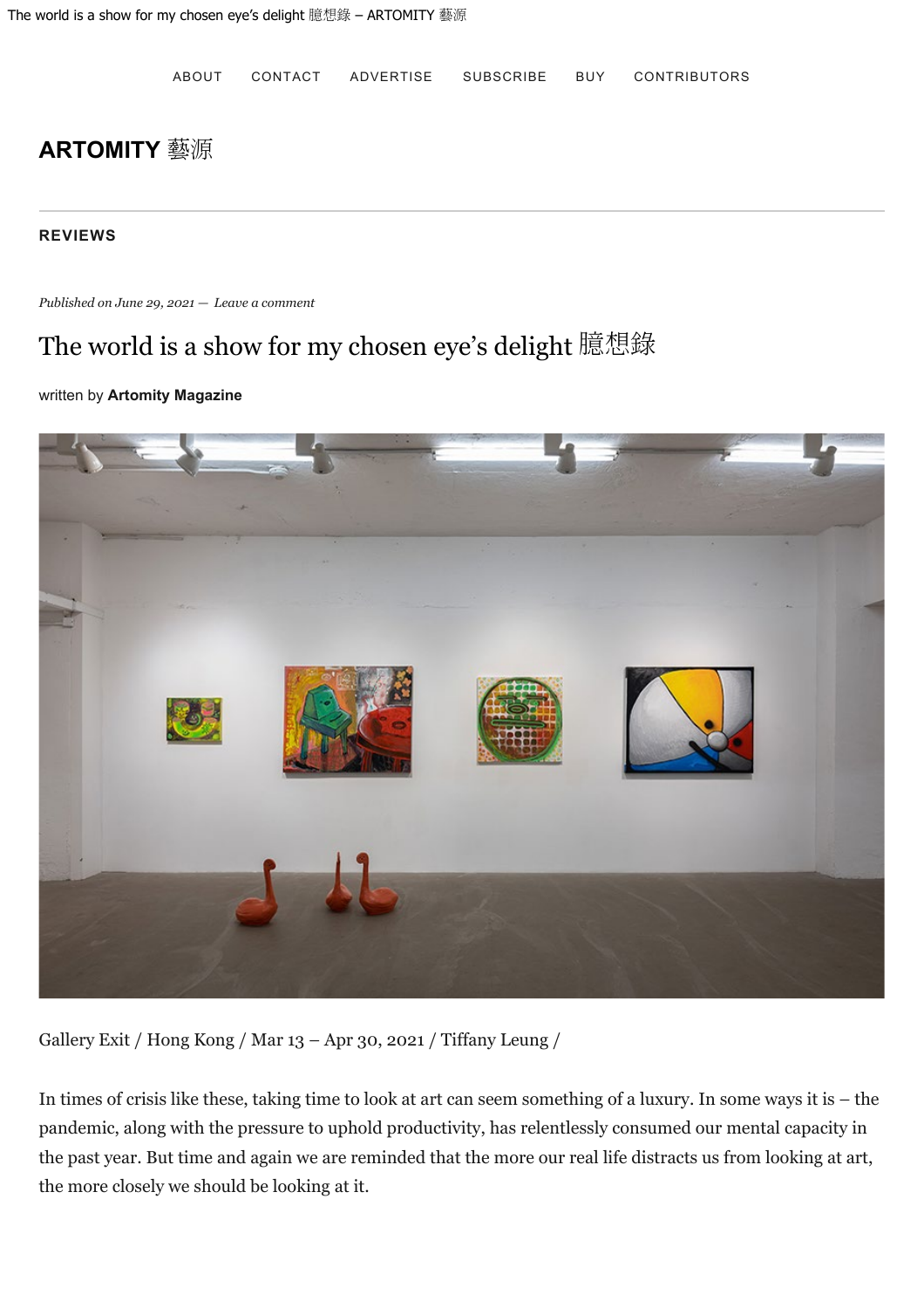ABOUT CONTACT ADVERTISE SUBSCRIBE BUY CONTRIBUTORS

**ARTOMITY 藝源**

**REVIEWS**

*Published on June 29, 2021 — Leave a comment*

# The world is a show for my chosen eye's delight 臆想錄

written by **Artomity Magazine**

Gallery Exit / Hong Kong / Mar 13 – Apr 30, 2021 / Tiffany Leung /

In times of crisis like these, taking time to look at art can seem something of a luxury. In some ways it is – the pandemic, along with the pressure to uphold productivity, has relentlessly consumed our mental capacity in the past year. But time and again we are reminded that the more our real life distracts us from looking at art, the more closely we should be looking at it.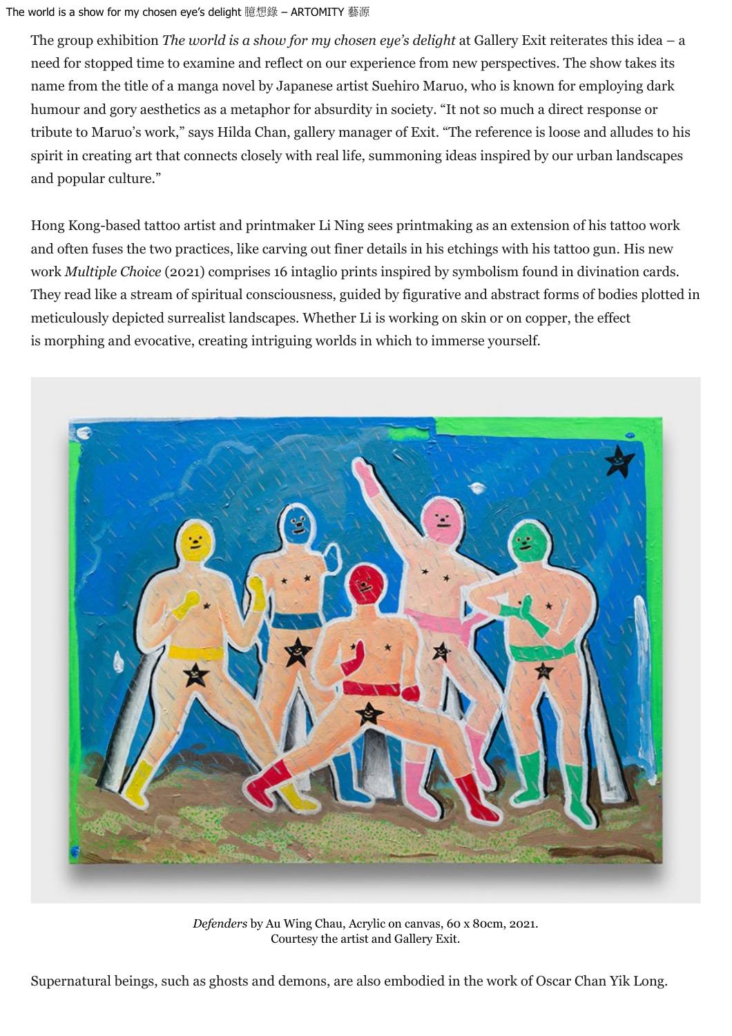The group exhibition *The world is a show for my chosen eye's delight* at Gallery Exit reiterates this idea – a need for stopped time to examine and reflect on our experience from new perspectives. The show takes its name from the title of a manga novel by Japanese artist Suehiro Maruo, who is known for employing dark humour and gory aesthetics as a metaphor for absurdity in society. "It not so much a direct response or tribute to Maruo's work," says Hilda Chan, gallery manager of Exit. "The reference is loose and alludes to his spirit in creating art that connects closely with real life, summoning ideas inspired by our urban landscapes and popular culture."

Hong Kong-based tattoo artist and printmaker Li Ning sees printmaking as an extension of his tattoo work and often fuses the two practices, like carving out finer details in his etchings with his tattoo gun. His new work *Multiple Choice* (2021) comprises 16 intaglio prints inspired by symbolism found in divination cards. They read like a stream of spiritual consciousness, guided by figurative and abstract forms of bodies plotted in meticulously depicted surrealist landscapes. Whether Li is working on skin or on copper, the effect is morphing and evocative, creating intriguing worlds in which to immerse yourself.

*Defenders* by Au Wing Chau, Acrylic on canvas, 60 x 80cm, 2021.
Courtesy the artist and Gallery Exit.

Supernatural beings, such as ghosts and demons, are also embodied in the work of Oscar Chan Yik Long.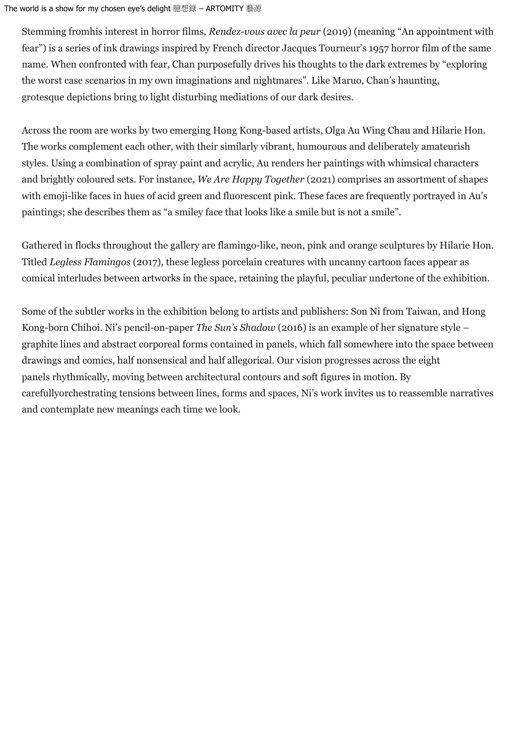Stemming fromhis interest in horror films, *Rendez-vous avec la peur* (2019) (meaning "An appointment with fear") is a series of ink drawings inspired by French director Jacques Tourneur's 1957 horror film of the same name. When confronted with fear, Chan purposefully drives his thoughts to the dark extremes by "exploring the worst case scenarios in my own imaginations and nightmares". Like Maruo, Chan's haunting, grotesque depictions bring to light disturbing mediations of our dark desires.

Across the room are works by two emerging Hong Kong-based artists, Olga Au Wing Chau and Hilarie Hon. The works complement each other, with their similarly vibrant, humourous and deliberately amateurish styles. Using a combination of spray paint and acrylic, Au renders her paintings with whimsical characters and brightly coloured sets. For instance, *We Are Happy Together* (2021) comprises an assortment of shapes with emoji-like faces in hues of acid green and fluorescent pink. These faces are frequently portrayed in Au's paintings; she describes them as "a smiley face that looks like a smile but is not a smile".

Gathered in flocks throughout the gallery are flamingo-like, neon, pink and orange sculptures by Hilarie Hon. Titled *Legless Flamingos* (2017), these legless porcelain creatures with uncanny cartoon faces appear as comical interludes between artworks in the space, retaining the playful, peculiar undertone of the exhibition.

Some of the subtler works in the exhibition belong to artists and publishers: Son Ni from Taiwan, and Hong Kong-born Chihoi. Ni's pencil-on-paper *The Sun's Shadow* (2016) is an example of her signature style – graphite lines and abstract corporeal forms contained in panels, which fall somewhere into the space between drawings and comics, half nonsensical and half allegorical. Our vision progresses across the eight panels rhythmically, moving between architectural contours and soft figures in motion. By carefullyorchestrating tensions between lines, forms and spaces, Ni's work invites us to reassemble narratives and contemplate new meanings each time we look.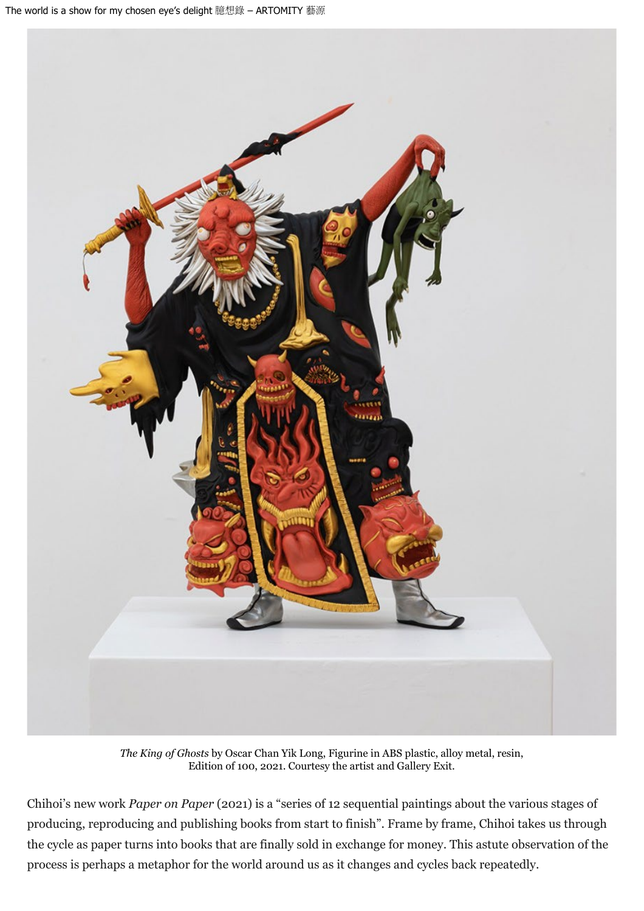*The King of Ghosts* by Oscar Chan Yik Long, Figurine in ABS plastic, alloy metal, resin, Edition of 100, 2021. Courtesy the artist and Gallery Exit.

Chihoi's new work *Paper on Paper* (2021) is a "series of 12 sequential paintings about the various stages of producing, reproducing and publishing books from start to finish". Frame by frame, Chihoi takes us through the cycle as paper turns into books that are finally sold in exchange for money. This astute observation of the process is perhaps a metaphor for the world around us as it changes and cycles back repeatedly.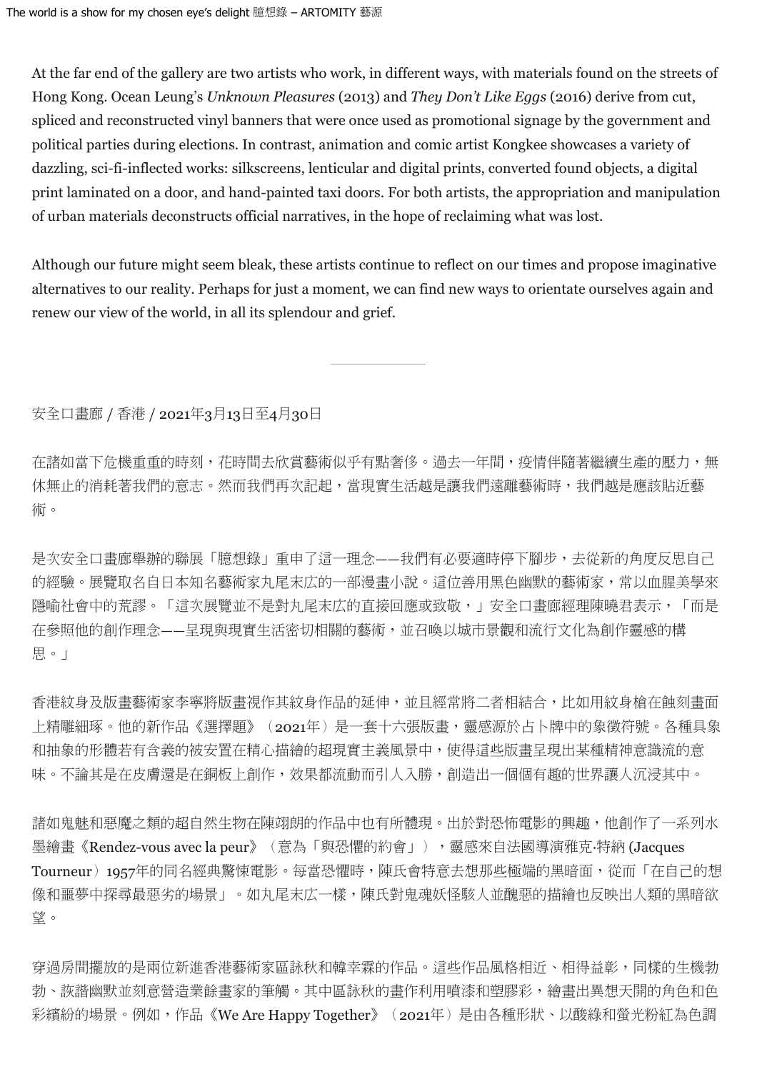At the far end of the gallery are two artists who work, in different ways, with materials found on the streets of Hong Kong. Ocean Leung's *Unknown Pleasures* (2013) and *They Don't Like Eggs* (2016) derive from cut, spliced and reconstructed vinyl banners that were once used as promotional signage by the government and political parties during elections. In contrast, animation and comic artist Kongkee showcases a variety of dazzling, sci-fi-inflected works: silkscreens, lenticular and digital prints, converted found objects, a digital print laminated on a door, and hand-painted taxi doors. For both artists, the appropriation and manipulation of urban materials deconstructs official narratives, in the hope of reclaiming what was lost.

Although our future might seem bleak, these artists continue to reflect on our times and propose imaginative alternatives to our reality. Perhaps for just a moment, we can find new ways to orientate ourselves again and renew our view of the world, in all its splendour and grief.

---

安全口畫廊 / 香港 / 2021年3月13日至4月30日

在諸如當下危機重重的時刻，花時間去欣賞藝術似乎有點奢侈。過去一年間，疫情伴隨著繼續生產的壓力，無休無止的消耗著我們的意志。然而我們再次記起，當現實生活越是讓我們遠離藝術時，我們越是應該貼近藝術。

是次安全口畫廊舉辦的聯展「臆想錄」重申了這一理念——我們有必要適時停下腳步，去從新的角度反思自己的經驗。展覽取名自日本知名藝術家丸尾末広的一部漫畫小說。這位善用黑色幽默的藝術家，常以血腥美學來隱喻社會中的荒謬。「這次展覽並不是對丸尾末広的直接回應或致敬，」安全口畫廊經理陳曉君表示，「而是在參照他的創作理念——呈現與現實生活密切相關的藝術，並召喚以城市景觀和流行文化為創作靈感的構思。」

香港紋身及版畫藝術家李寧將版畫視作其紋身作品的延伸，並且經常將二者相結合，比如用紋身槍在蝕刻畫面上精雕細琢。他的新作品《選擇題》（2021年）是一套十六張版畫，靈感源於占卜牌中的象徵符號。各種具象和抽象的形體若有含義的被安置在精心描繪的超現實主義風景中，使得這些版畫呈現出某種精神意識流的意味。不論其是在皮膚還是在銅板上創作，效果都流動而引人入勝，創造出一個個有趣的世界讓人沉浸其中。

諸如鬼魅和惡魔之類的超自然生物在陳翊朗的作品中也有所體現。出於對恐怖電影的興趣，他創作了一系列水墨繪畫《Rendez-vous avec la peur》（意為「與恐懼的約會」），靈感來自法國導演雅克·特納 (Jacques Tourneur）1957年的同名經典驚悚電影。每當恐懼時，陳氏會特意去想那些極端的黑暗面，從而「在自己的想像和噩夢中探尋最惡劣的場景」。如丸尾末広一樣，陳氏對鬼魂妖怪駭人並醜惡的描繪也反映出人類的黑暗欲望。

穿過房間擺放的是兩位新進香港藝術家區詠秋和韓幸霖的作品。這些作品風格相近、相得益彰，同樣的生機勃勃、詼諧幽默並刻意營造業餘畫家的筆觸。其中區詠秋的畫作利用噴漆和塑膠彩，繪畫出異想天開的角色和色彩繽紛的場景。例如，作品《We Are Happy Together》（2021年）是由各種形狀、以酸綠和螢光粉紅為色調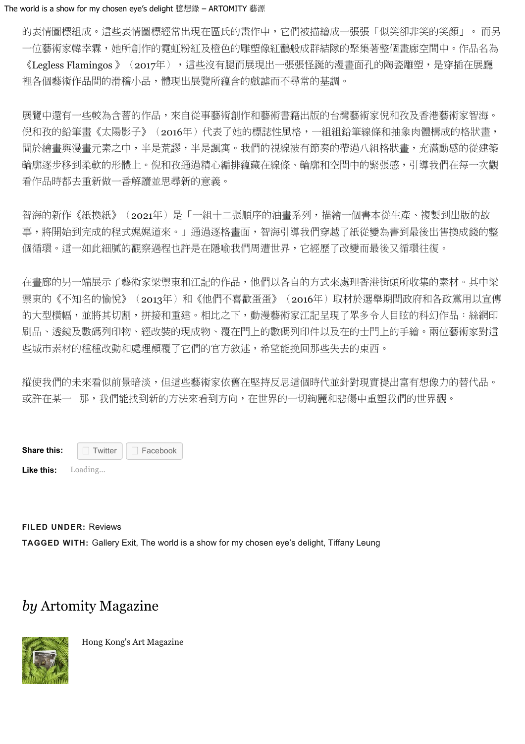的表情圖標組成。這些表情圖標經常出現在區氏的畫作中，它們被描繪成一張張「似笑卻非笑的笑顏」。 而另一位藝術家韓幸霖，她所創作的霓虹粉紅及橙色的雕塑像紅鸛般成群結隊的聚集著整個畫廊空間中。作品名為《Legless Flamingos 》（2017年），這些沒有腿而展現出一張張怪誕的漫畫面孔的陶瓷雕塑，是穿插在展廳裡各個藝術作品間的滑稽小品，體現出展覽所蘊含的戲謔而不尋常的基調。

展覽中還有一些較為含蓄的作品，來自從事藝術創作和藝術書籍出版的台灣藝術家倪和孜及香港藝術家智海。倪和孜的鉛筆畫《太陽影子》（2016年）代表了她的標誌性風格，一組組鉛筆線條和抽象肉體構成的格狀畫，間於繪畫與漫畫元素之中，半是荒謬，半是諷寓。我們的視線被有節奏的帶過八組格狀畫，充滿動感的從建築輪廓逐步移到柔軟的形體上。倪和孜通過精心編排蘊藏在線條、輪廓和空間中的緊張感，引導我們在每一次觀看作品時都去重新做一番解讀並思尋新的意義。

智海的新作《紙換紙》（2021年）是「一組十二張順序的油畫系列，描繪一個書本從生產、複製到出版的故事，將開始到完成的程式娓娓道來。」通過逐格畫面，智海引導我們穿越了紙從變為書到最後出售換成錢的整個循環。這一如此細膩的觀察過程也許是在隱喻我們周遭世界，它經歷了改變而最後又循環往復。

在畫廊的另一端展示了藝術家梁馔東和江記的作品，他們以各自的方式來處理香港街頭所收集的素材。其中梁馔東的《不知名的愉悅》（2013年）和《他們不喜歡蛋蛋》（2016年）取材於選舉期間政府和各政黨用以宣傳的大型橫幅，並將其切割，拼接和重建。相比之下，動漫藝術家江記呈現了眾多令人目眩的科幻作品：絲網印刷品、透鏡及數碼列印物、經改裝的現成物、覆在門上的數碼列印件以及在的士門上的手繪。兩位藝術家對這些城市素材的種種改動和處理顛覆了它們的官方敘述，希望能挽回那些失去的東西。

縱使我們的未來看似前景暗淡，但這些藝術家依舊在堅持反思這個時代並針對現實提出富有想像力的替代品。或許在某一　那，我們能找到新的方法來看到方向，在世界的一切絢麗和悲傷中重塑我們的世界觀。

**Share this:** Twitter Facebook

**Like this:** Loading...

**FILED UNDER:** Reviews

**TAGGED WITH:** Gallery Exit, The world is a show for my chosen eye's delight, Tiffany Leung

## *by* Artomity Magazine

Hong Kong's Art Magazine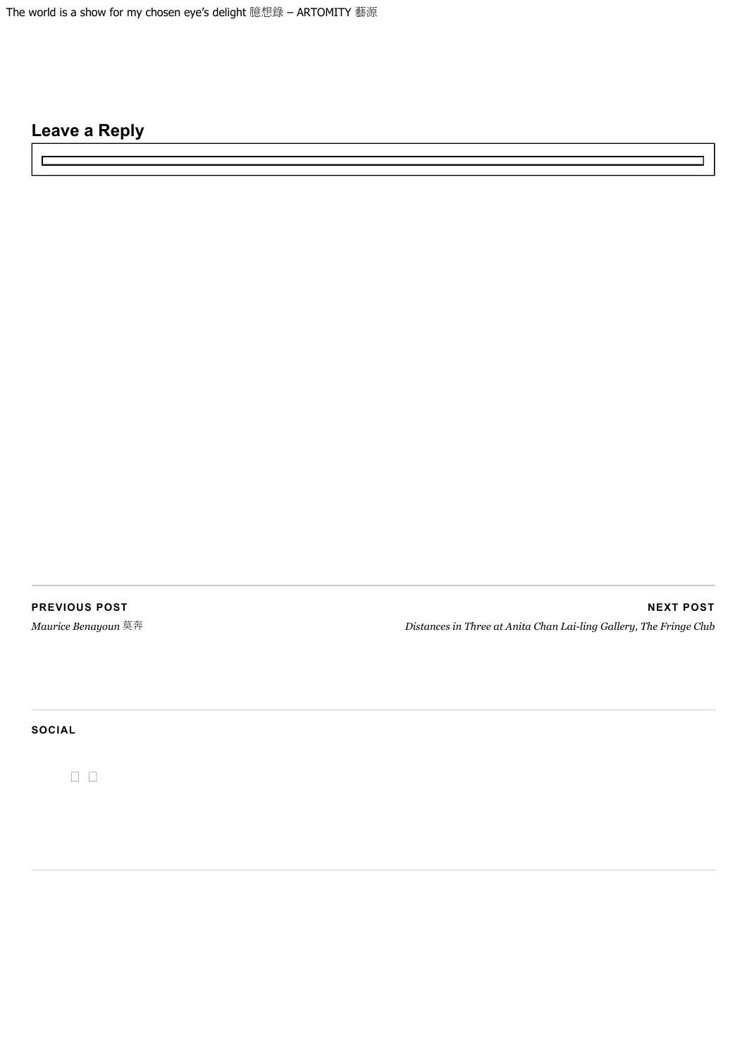## Leave a Reply

**PREVIOUS POST**

*Maurice Benayoun* 莫奔

**NEXT POST**

*Distances in Three at Anita Chan Lai-ling Gallery, The Fringe Club*

**SOCIAL**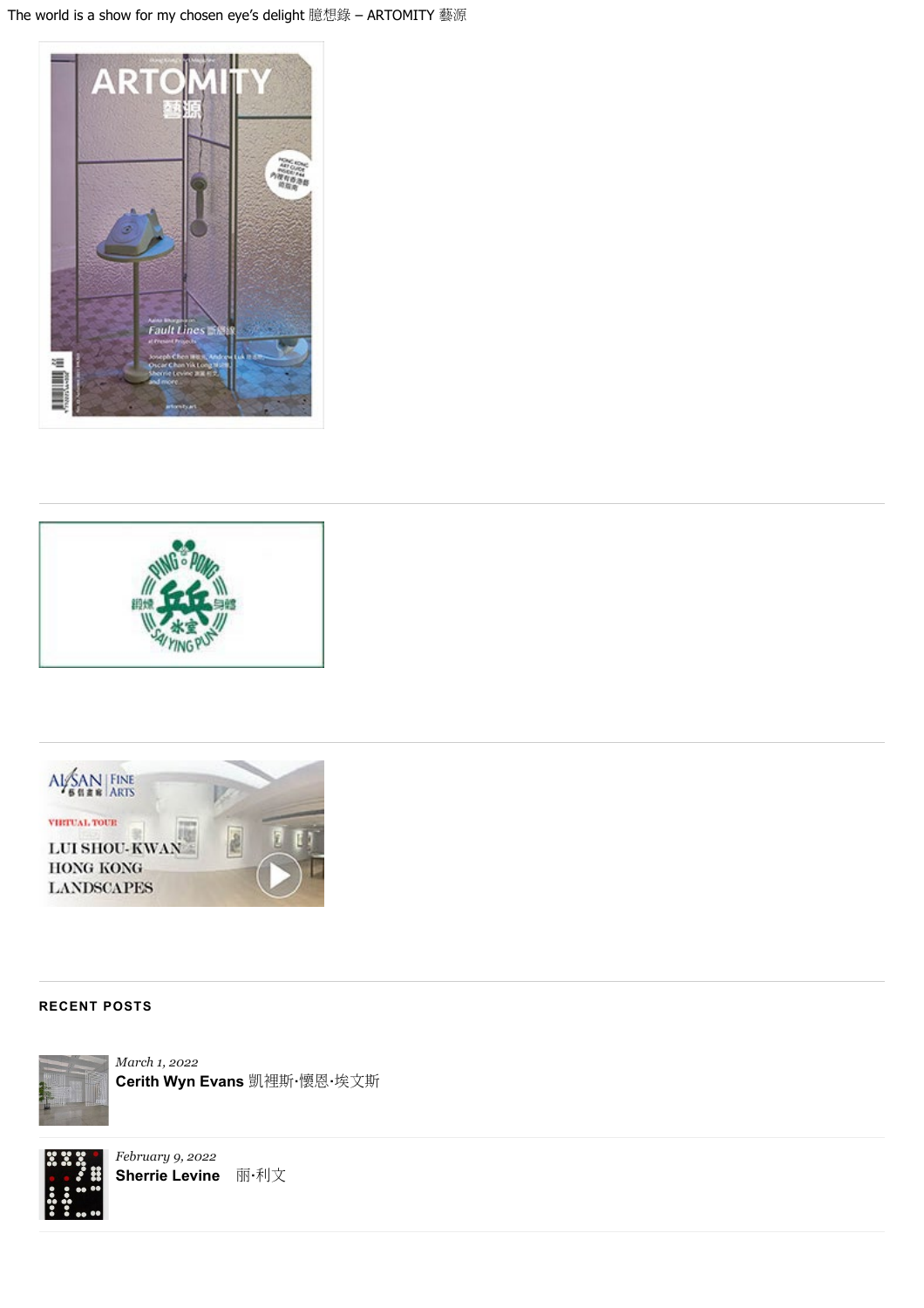## RECENT POSTS

*March 1, 2022*
**Cerith Wyn Evans** 凱裡斯·懷恩·埃文斯

*February 9, 2022*
**Sherrie Levine** 雪麗·利文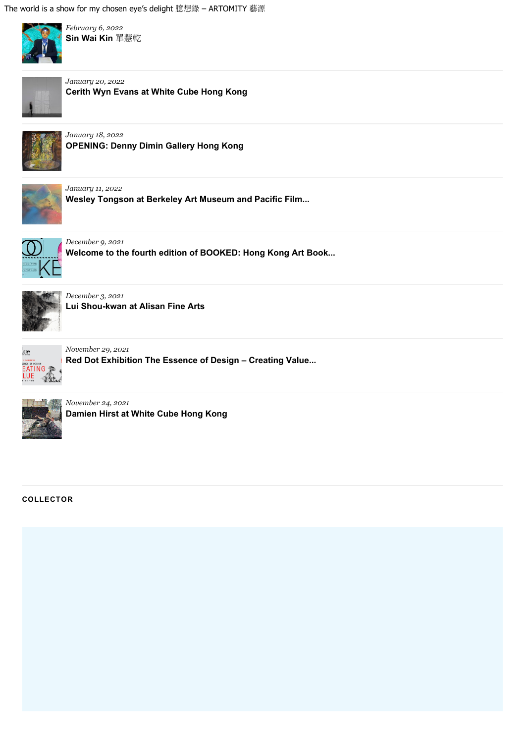*February 6, 2022*
**Sin Wai Kin** 單慧乾

*January 20, 2022*
**Cerith Wyn Evans at White Cube Hong Kong**

*January 18, 2022*
**OPENING: Denny Dimin Gallery Hong Kong**

*January 11, 2022*
**Wesley Tongson at Berkeley Art Museum and Pacific Film...**

*December 9, 2021*
**Welcome to the fourth edition of BOOKED: Hong Kong Art Book...**

*December 3, 2021*
**Lui Shou-kwan at Alisan Fine Arts**

*November 29, 2021*
**Red Dot Exhibition The Essence of Design – Creating Value...**

*November 24, 2021*
**Damien Hirst at White Cube Hong Kong**

**COLLECTOR**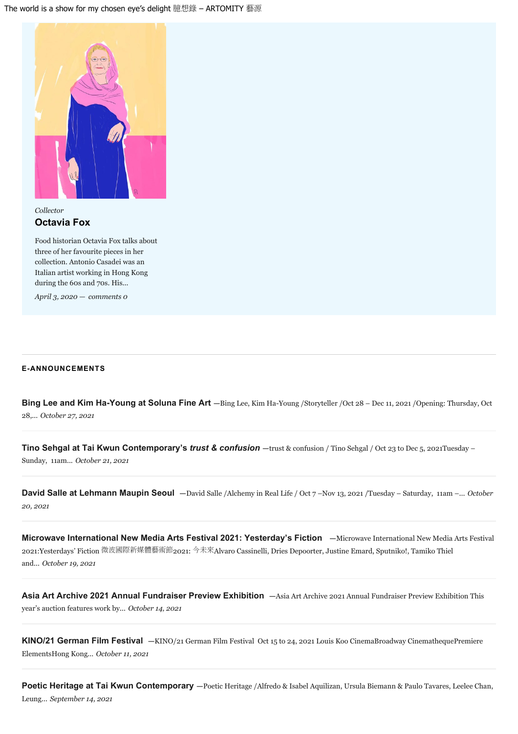*Collector*

### Octavia Fox

Food historian Octavia Fox talks about three of her favourite pieces in her collection. Antonio Casadei was an Italian artist working in Hong Kong during the 60s and 70s. His...

*April 3, 2020 — comments 0*

## E-ANNOUNCEMENTS

**Bing Lee and Kim Ha-Young at Soluna Fine Art** —Bing Lee, Kim Ha-Young /Storyteller /Oct 28 – Dec 11, 2021 /Opening: Thursday, Oct 28,... *October 27, 2021*

**Tino Sehgal at Tai Kwun Contemporary's *trust & confusion*** —trust & confusion / Tino Sehgal / Oct 23 to Dec 5, 2021Tuesday – Sunday, 11am... *October 21, 2021*

**David Salle at Lehmann Maupin Seoul** —David Salle /Alchemy in Real Life / Oct 7 –Nov 13, 2021 /Tuesday – Saturday, 11am –... *October 20, 2021*

**Microwave International New Media Arts Festival 2021: Yesterday's Fiction** —Microwave International New Media Arts Festival 2021:Yesterdays' Fiction 微波國際新媒體藝術節2021: 今未來Alvaro Cassinelli, Dries Depoorter, Justine Emard, Sputniko!, Tamiko Thiel and... *October 19, 2021*

**Asia Art Archive 2021 Annual Fundraiser Preview Exhibition** —Asia Art Archive 2021 Annual Fundraiser Preview Exhibition This year's auction features work by... *October 14, 2021*

**KINO/21 German Film Festival** —KINO/21 German Film Festival Oct 15 to 24, 2021 Louis Koo CinemaBroadway CinemathequePremiere ElementsHong Kong... *October 11, 2021*

**Poetic Heritage at Tai Kwun Contemporary** —Poetic Heritage /Alfredo & Isabel Aquilizan, Ursula Biemann & Paulo Tavares, Leelee Chan, Leung... *September 14, 2021*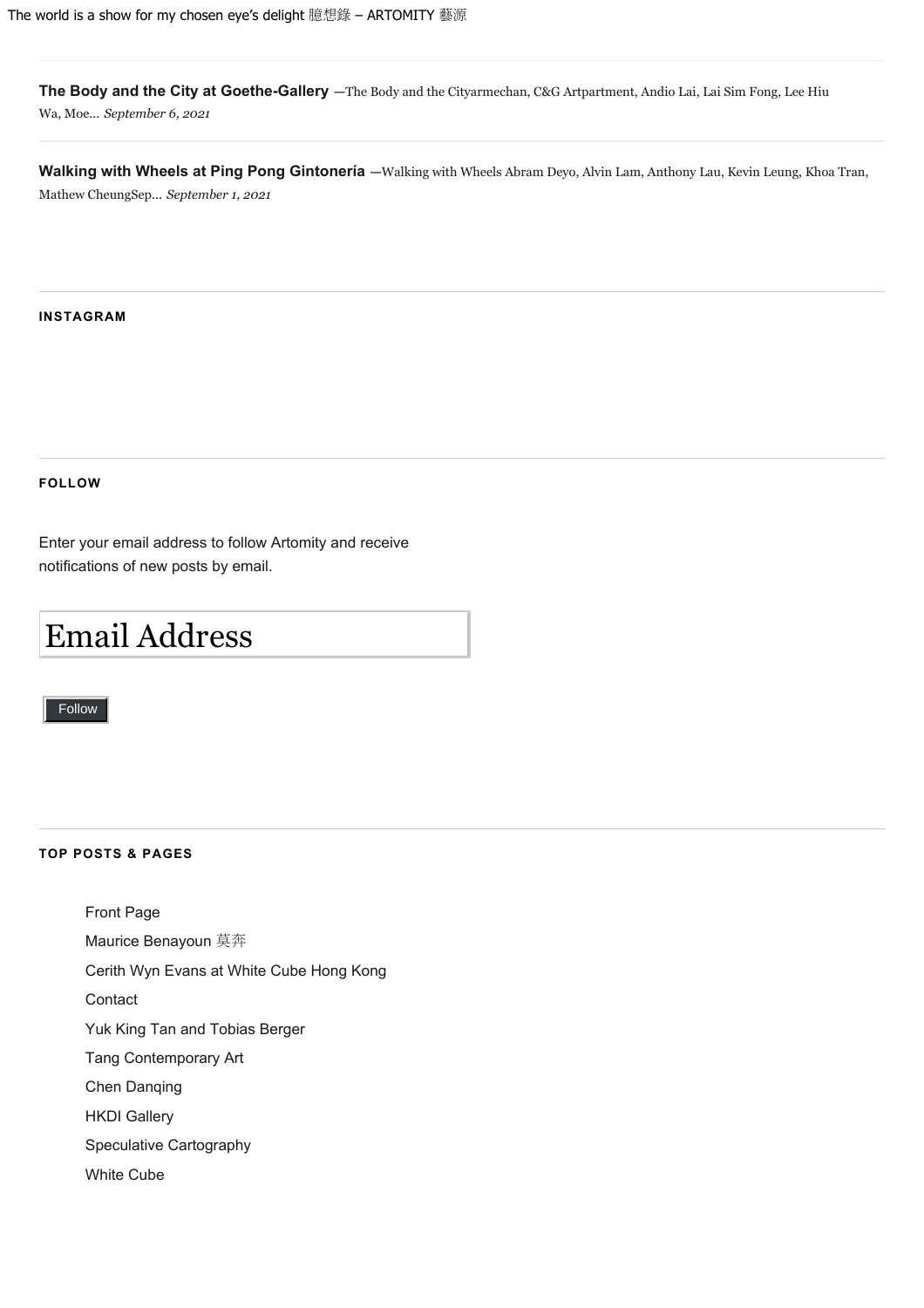**The Body and the City at Goethe-Gallery** —The Body and the Cityarmechan, C&G Artpartment, Andio Lai, Lai Sim Fong, Lee Hiu Wa, Moe… *September 6, 2021*

**Walking with Wheels at Ping Pong Gintonería** —Walking with Wheels Abram Deyo, Alvin Lam, Anthony Lau, Kevin Leung, Khoa Tran, Mathew CheungSep… *September 1, 2021*

**INSTAGRAM**

**FOLLOW**

Enter your email address to follow Artomity and receive notifications of new posts by email.

Email Address

Follow

**TOP POSTS & PAGES**

- Front Page
- Maurice Benayoun 莫奔
- Cerith Wyn Evans at White Cube Hong Kong
- Contact
- Yuk King Tan and Tobias Berger
- Tang Contemporary Art
- Chen Danqing
- HKDI Gallery
- Speculative Cartography
- White Cube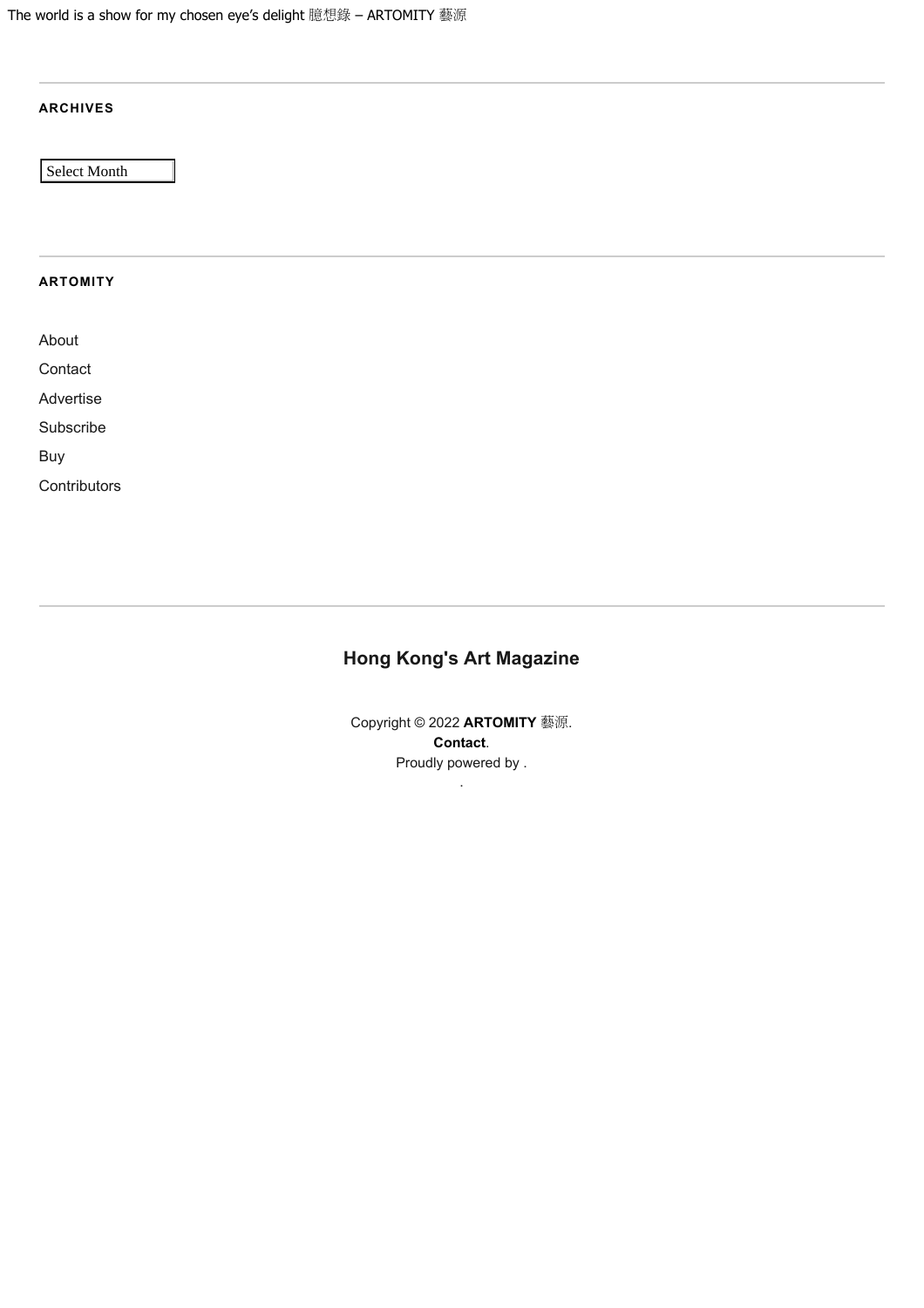### ARCHIVES

Select Month

### ARTOMITY

About

Contact

Advertise

Subscribe

Buy

Contributors

## Hong Kong's Art Magazine

Copyright © 2022 **ARTOMITY** 藝源.
**Contact**.
Proudly powered by .
.